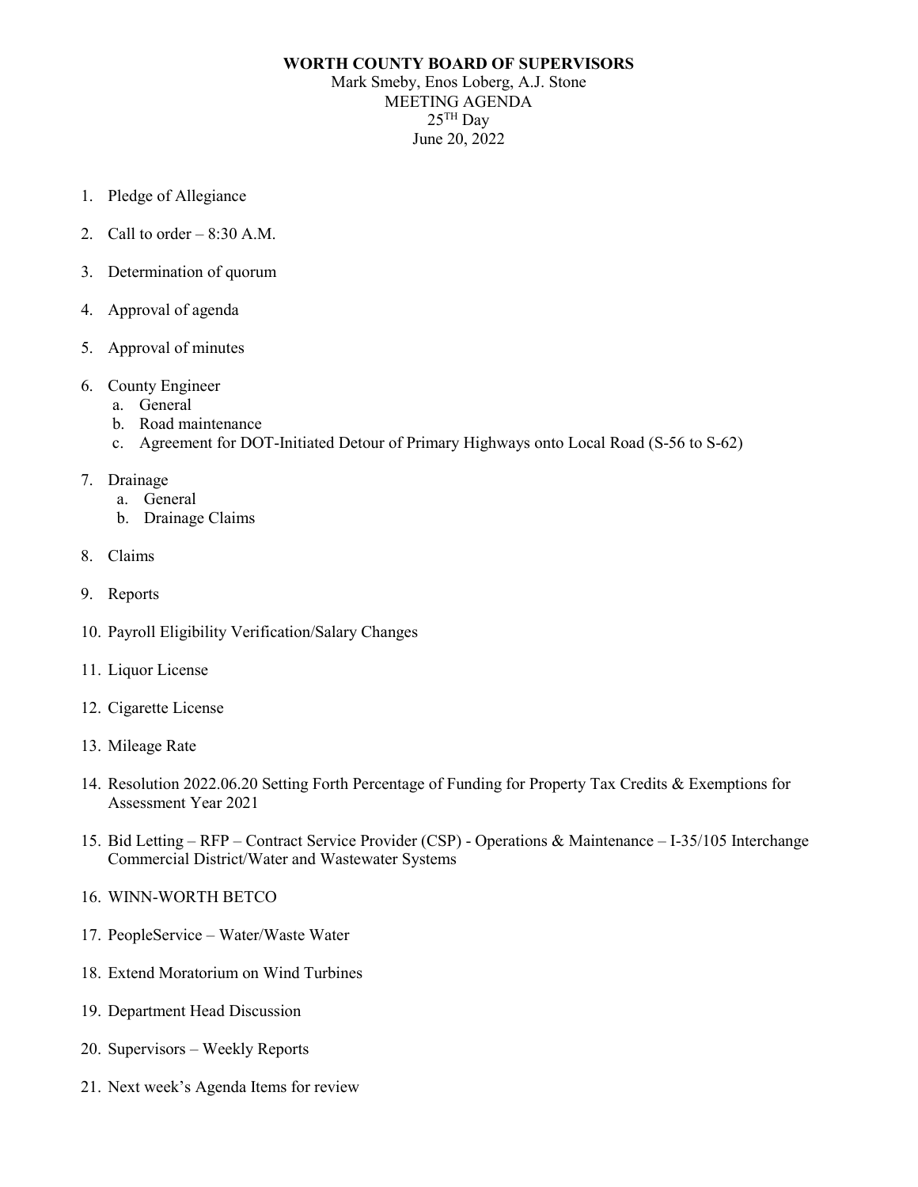# WORTH COUNTY BOARD OF SUPERVISORS

Mark Smeby, Enos Loberg, A.J. Stone
MEETING AGENDA
25TH Day
June 20, 2022

1. Pledge of Allegiance
2. Call to order – 8:30 A.M.
3. Determination of quorum
4. Approval of agenda
5. Approval of minutes
6. County Engineer
   a. General
   b. Road maintenance
   c. Agreement for DOT-Initiated Detour of Primary Highways onto Local Road (S-56 to S-62)
7. Drainage
   a. General
   b. Drainage Claims
8. Claims
9. Reports
10. Payroll Eligibility Verification/Salary Changes
11. Liquor License
12. Cigarette License
13. Mileage Rate
14. Resolution 2022.06.20 Setting Forth Percentage of Funding for Property Tax Credits & Exemptions for Assessment Year 2021
15. Bid Letting – RFP – Contract Service Provider (CSP) - Operations & Maintenance – I-35/105 Interchange Commercial District/Water and Wastewater Systems
16. WINN-WORTH BETCO
17. PeopleService – Water/Waste Water
18. Extend Moratorium on Wind Turbines
19. Department Head Discussion
20. Supervisors – Weekly Reports
21. Next week's Agenda Items for review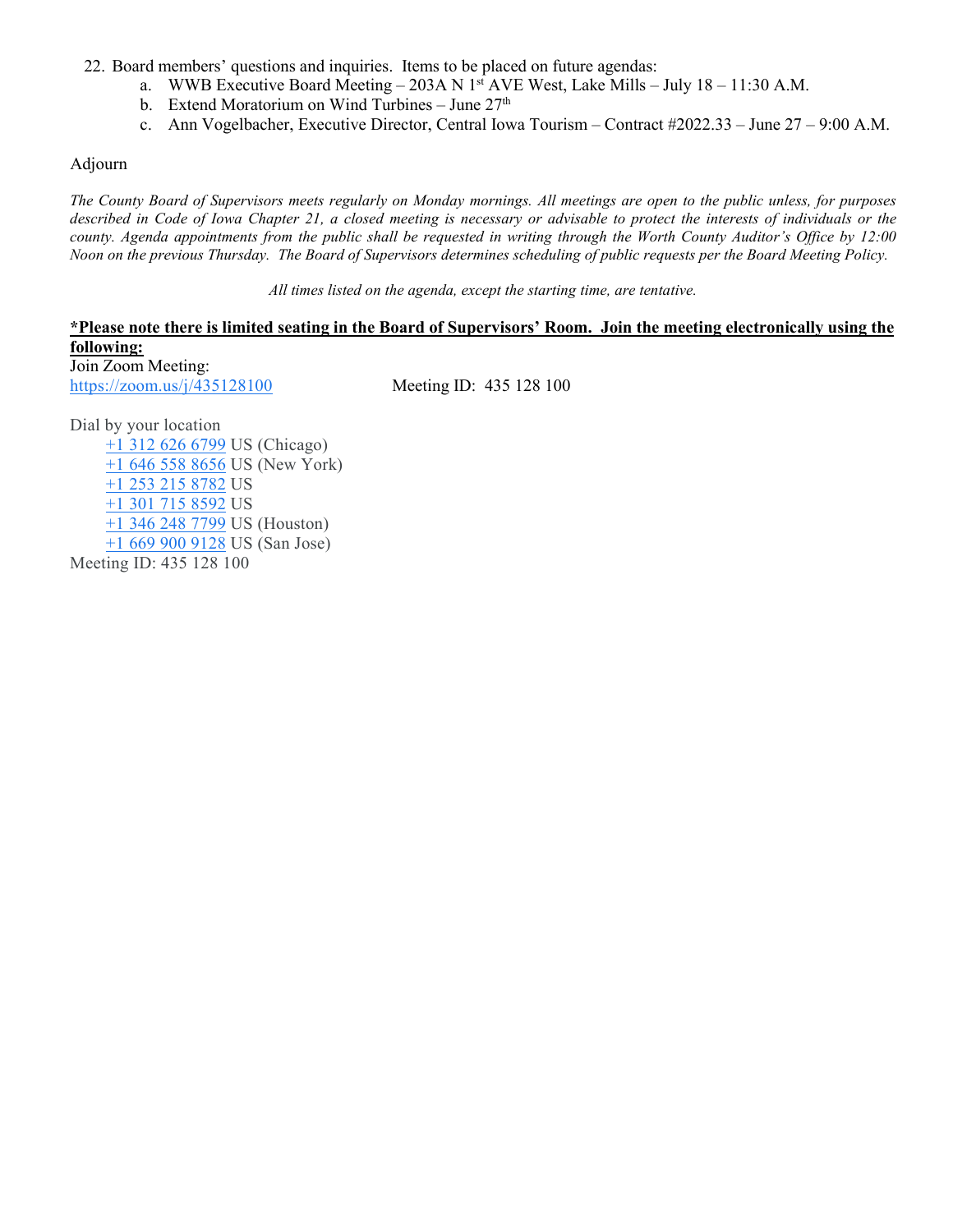22. Board members' questions and inquiries. Items to be placed on future agendas:
    a. WWB Executive Board Meeting – 203A N 1st AVE West, Lake Mills – July 18 – 11:30 A.M.
    b. Extend Moratorium on Wind Turbines – June 27th
    c. Ann Vogelbacher, Executive Director, Central Iowa Tourism – Contract #2022.33 – June 27 – 9:00 A.M.

Adjourn

*The County Board of Supervisors meets regularly on Monday mornings. All meetings are open to the public unless, for purposes described in Code of Iowa Chapter 21, a closed meeting is necessary or advisable to protect the interests of individuals or the county. Agenda appointments from the public shall be requested in writing through the Worth County Auditor's Office by 12:00 Noon on the previous Thursday. The Board of Supervisors determines scheduling of public requests per the Board Meeting Policy.*

*All times listed on the agenda, except the starting time, are tentative.*

**\*Please note there is limited seating in the Board of Supervisors' Room. Join the meeting electronically using the following:**

Join Zoom Meeting:
https://zoom.us/j/435128100 Meeting ID: 435 128 100

Dial by your location
- +1 312 626 6799 US (Chicago)
- +1 646 558 8656 US (New York)
- +1 253 215 8782 US
- +1 301 715 8592 US
- +1 346 248 7799 US (Houston)
- +1 669 900 9128 US (San Jose)

Meeting ID: 435 128 100